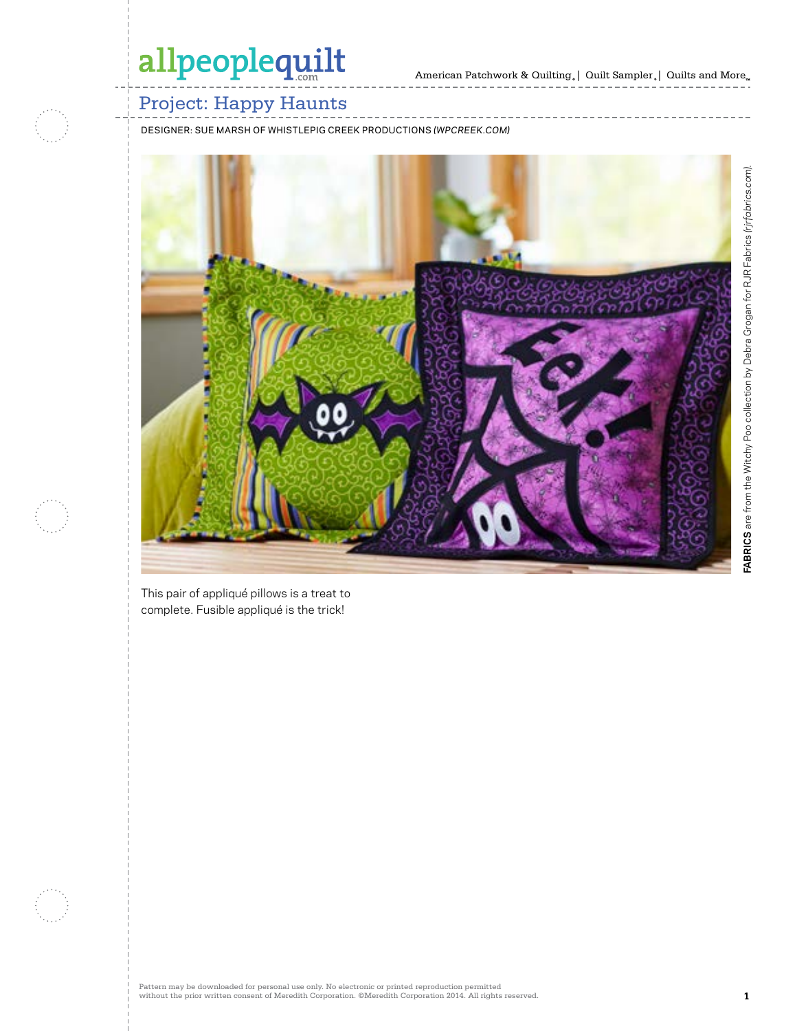# Project: Happy Haunts

DESIGNER: SUE MARSH OF WHISTLEPIG CREEK PRODUCTIONS *(WPCREEK.COM)*

**FABRICS** are from the Witchy Poo collection by Debra Grogan for RJR Fabrics *(rjrfabrics.com)*.

This pair of appliqué pillows is a treat to complete. Fusible appliqué is the trick!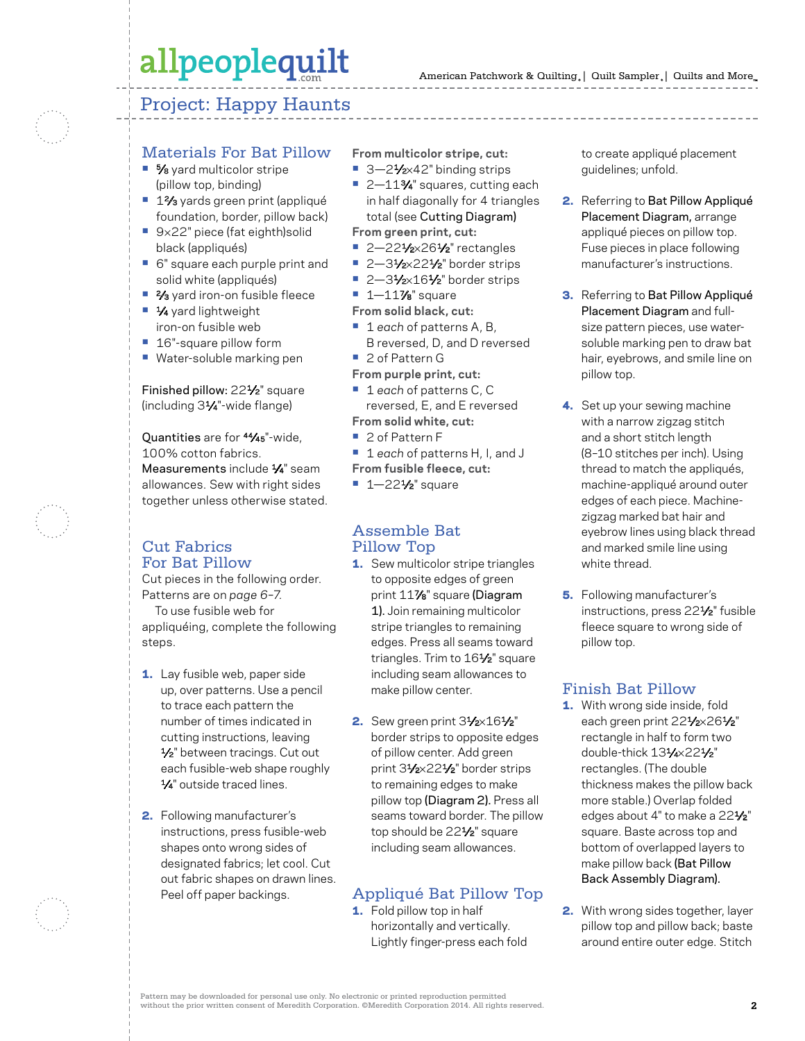# Project: Happy Haunts

## Materials For Bat Pillow

- ⅝ yard multicolor stripe (pillow top, binding)
- 1⅔ yards green print (appliqué foundation, border, pillow back)
- 9×22" piece (fat eighth)solid black (appliqués)
- 6" square each purple print and solid white (appliqués)
- ⅔ yard iron-on fusible fleece
- ¼ yard lightweight iron-on fusible web
- 16"-square pillow form
- Water-soluble marking pen

Finished pillow: 22½" square (including 3¼"-wide flange)

Quantities are for 44⁄45"-wide, 100% cotton fabrics.
Measurements include ¼" seam allowances. Sew with right sides together unless otherwise stated.

## Cut Fabrics For Bat Pillow

Cut pieces in the following order. Patterns are on *page 6–7.*

To use fusible web for appliquéing, complete the following steps.

1. Lay fusible web, paper side up, over patterns. Use a pencil to trace each pattern the number of times indicated in cutting instructions, leaving ½" between tracings. Cut out each fusible-web shape roughly ¼" outside traced lines.

2. Following manufacturer's instructions, press fusible-web shapes onto wrong sides of designated fabrics; let cool. Cut out fabric shapes on drawn lines. Peel off paper backings.

**From multicolor stripe, cut:**

- 3—2½×42" binding strips
- 2—11¾" squares, cutting each in half diagonally for 4 triangles total (see Cutting Diagram)

**From green print, cut:**

- 2—22½×26½" rectangles
- 2—3½×22½" border strips
- 2—3½×16½" border strips
- 1—11⅞" square

**From solid black, cut:**

- 1 *each* of patterns A, B, B reversed, D, and D reversed
- 2 of Pattern G

**From purple print, cut:**

- 1 *each* of patterns C, C reversed, E, and E reversed

**From solid white, cut:**

- 2 of Pattern F
- 1 *each* of patterns H, I, and J

**From fusible fleece, cut:**

- 1—22½" square

## Assemble Bat Pillow Top

1. Sew multicolor stripe triangles to opposite edges of green print 11⅞" square **(Diagram 1).** Join remaining multicolor stripe triangles to remaining edges. Press all seams toward triangles. Trim to 16½" square including seam allowances to make pillow center.

2. Sew green print 3½×16½" border strips to opposite edges of pillow center. Add green print 3½×22½" border strips to remaining edges to make pillow top **(Diagram 2).** Press all seams toward border. The pillow top should be 22½" square including seam allowances.

## Appliqué Bat Pillow Top

1. Fold pillow top in half horizontally and vertically. Lightly finger-press each fold to create appliqué placement guidelines; unfold.

2. Referring to Bat Pillow Appliqué Placement Diagram, arrange appliqué pieces on pillow top. Fuse pieces in place following manufacturer's instructions.

3. Referring to Bat Pillow Appliqué Placement Diagram and full-size pattern pieces, use water-soluble marking pen to draw bat hair, eyebrows, and smile line on pillow top.

4. Set up your sewing machine with a narrow zigzag stitch and a short stitch length (8–10 stitches per inch). Using thread to match the appliqués, machine-appliqué around outer edges of each piece. Machine-zigzag marked bat hair and eyebrow lines using black thread and marked smile line using white thread.

5. Following manufacturer's instructions, press 22½" fusible fleece square to wrong side of pillow top.

## Finish Bat Pillow

1. With wrong side inside, fold each green print 22½×26½" rectangle in half to form two double-thick 13¼×22½" rectangles. (The double thickness makes the pillow back more stable.) Overlap folded edges about 4" to make a 22½" square. Baste across top and bottom of overlapped layers to make pillow back **(Bat Pillow Back Assembly Diagram).**

2. With wrong sides together, layer pillow top and pillow back; baste around entire outer edge. Stitch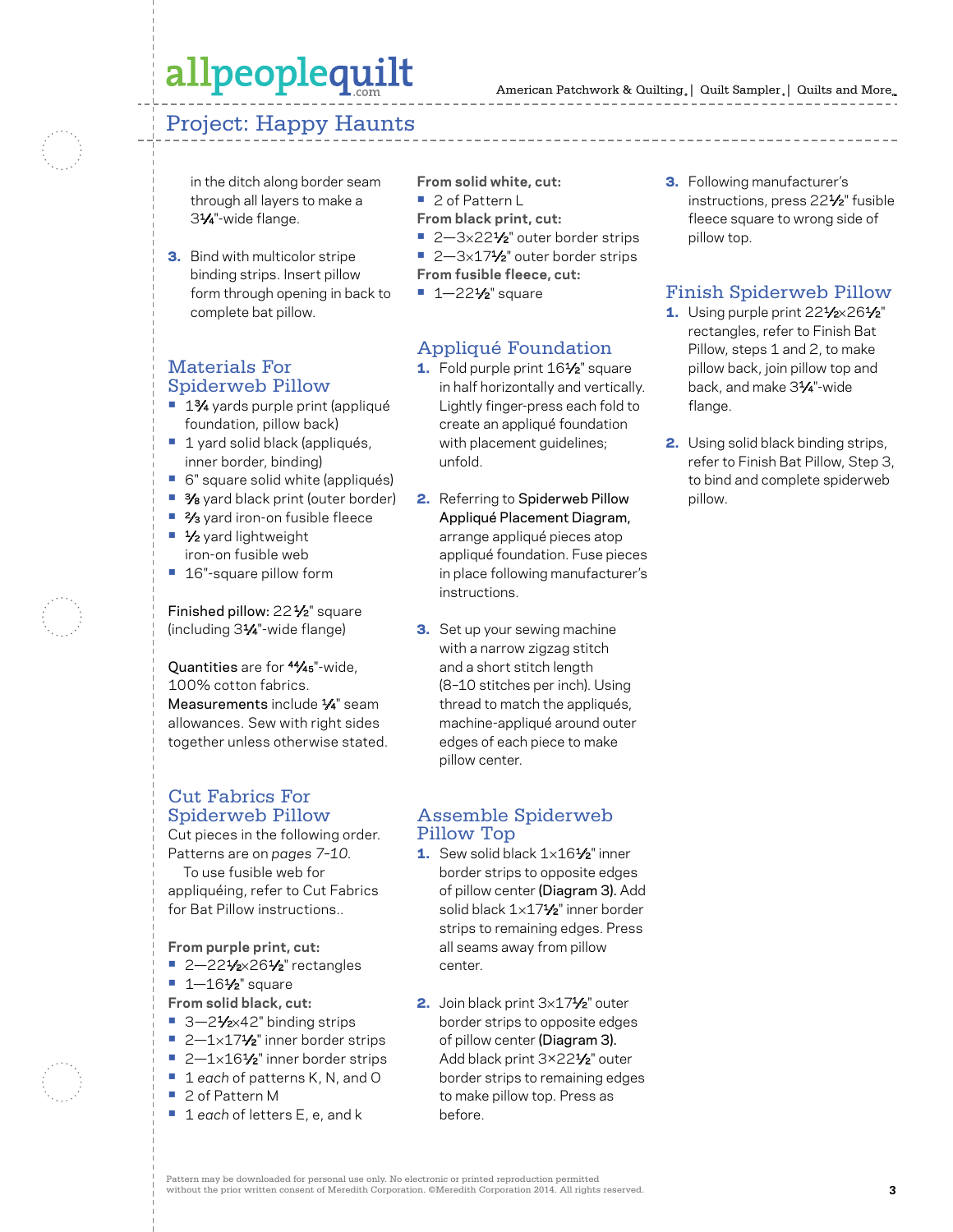## Project: Happy Haunts

in the ditch along border seam through all layers to make a 3¼"-wide flange.

3. Bind with multicolor stripe binding strips. Insert pillow form through opening in back to complete bat pillow.

## Materials For Spiderweb Pillow

- 1¾ yards purple print (appliqué foundation, pillow back)
- 1 yard solid black (appliqués, inner border, binding)
- 6" square solid white (appliqués)
- ⅜ yard black print (outer border)
- ⅔ yard iron-on fusible fleece
- ½ yard lightweight iron-on fusible web
- 16"-square pillow form

Finished pillow: 22½" square (including 3¼"-wide flange)

Quantities are for 44⁄45"-wide, 100% cotton fabrics. Measurements include ¼" seam allowances. Sew with right sides together unless otherwise stated.

## Cut Fabrics For Spiderweb Pillow

Cut pieces in the following order. Patterns are on *pages 7–10*.

To use fusible web for appliquéing, refer to Cut Fabrics for Bat Pillow instructions..

**From purple print, cut:**

- 2—22½×26½" rectangles
- 1—16½" square

**From solid black, cut:**

- 3—2½×42" binding strips
- 2—1×17½" inner border strips
- 2—1×16½" inner border strips
- 1 *each* of patterns K, N, and O
- 2 of Pattern M
- 1 *each* of letters E, e, and k

**From solid white, cut:**

- 2 of Pattern L

**From black print, cut:**

- 2—3×22½" outer border strips
- 2—3×17½" outer border strips

**From fusible fleece, cut:**

- 1—22½" square

## Appliqué Foundation

1. Fold purple print 16½" square in half horizontally and vertically. Lightly finger-press each fold to create an appliqué foundation with placement guidelines; unfold.

2. Referring to Spiderweb Pillow Appliqué Placement Diagram, arrange appliqué pieces atop appliqué foundation. Fuse pieces in place following manufacturer's instructions.

3. Set up your sewing machine with a narrow zigzag stitch and a short stitch length (8–10 stitches per inch). Using thread to match the appliqués, machine-appliqué around outer edges of each piece to make pillow center.

## Assemble Spiderweb Pillow Top

1. Sew solid black 1×16½" inner border strips to opposite edges of pillow center (Diagram 3). Add solid black 1×17½" inner border strips to remaining edges. Press all seams away from pillow center.

2. Join black print 3×17½" outer border strips to opposite edges of pillow center (Diagram 3). Add black print 3×22½" outer border strips to remaining edges to make pillow top. Press as before.

3. Following manufacturer's instructions, press 22½" fusible fleece square to wrong side of pillow top.

## Finish Spiderweb Pillow

1. Using purple print 22½×26½" rectangles, refer to Finish Bat Pillow, steps 1 and 2, to make pillow back, join pillow top and back, and make 3¼"-wide flange.

2. Using solid black binding strips, refer to Finish Bat Pillow, Step 3, to bind and complete spiderweb pillow.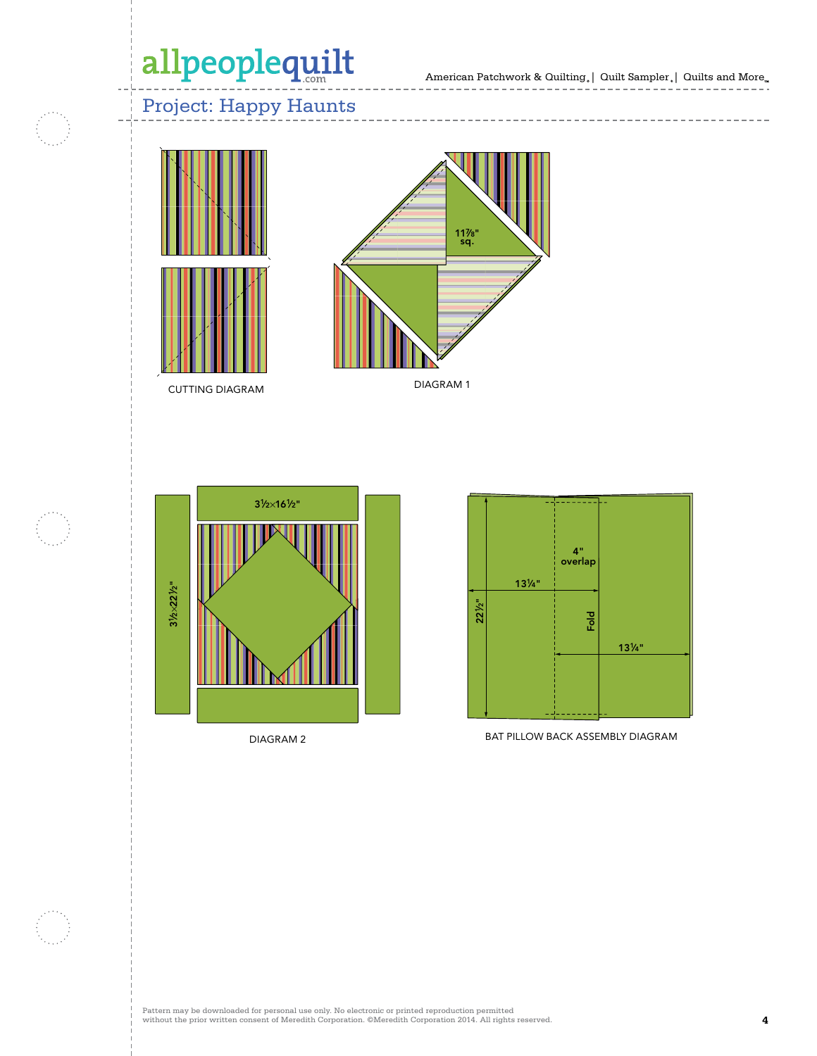## Project: Happy Haunts

11⅞" sq.

CUTTING DIAGRAM

DIAGRAM 1

3½×16½"

3½×22½"

DIAGRAM 2

4" overlap

13¼"

22½"

Fold

13¼"

BAT PILLOW BACK ASSEMBLY DIAGRAM

Pattern may be downloaded for personal use only. No electronic or printed reproduction permitted without the prior written consent of Meredith Corporation. ©Meredith Corporation 2014. All rights reserved.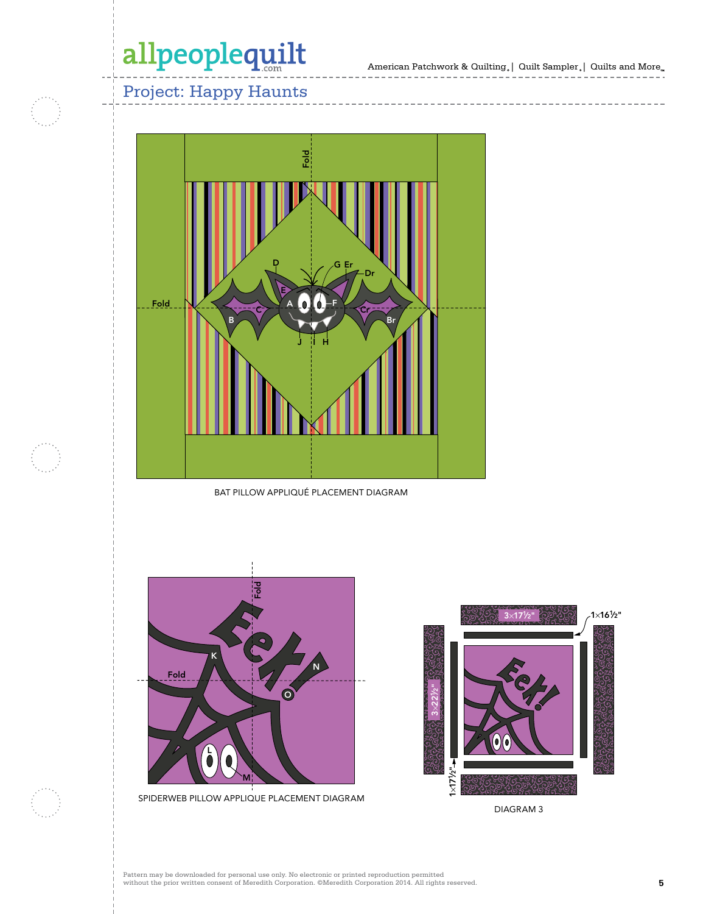## Project: Happy Haunts

BAT PILLOW APPLIQUÉ PLACEMENT DIAGRAM

SPIDERWEB PILLOW APPLIQUE PLACEMENT DIAGRAM

DIAGRAM 3

Pattern may be downloaded for personal use only. No electronic or printed reproduction permitted without the prior written consent of Meredith Corporation. ©Meredith Corporation 2014. All rights reserved.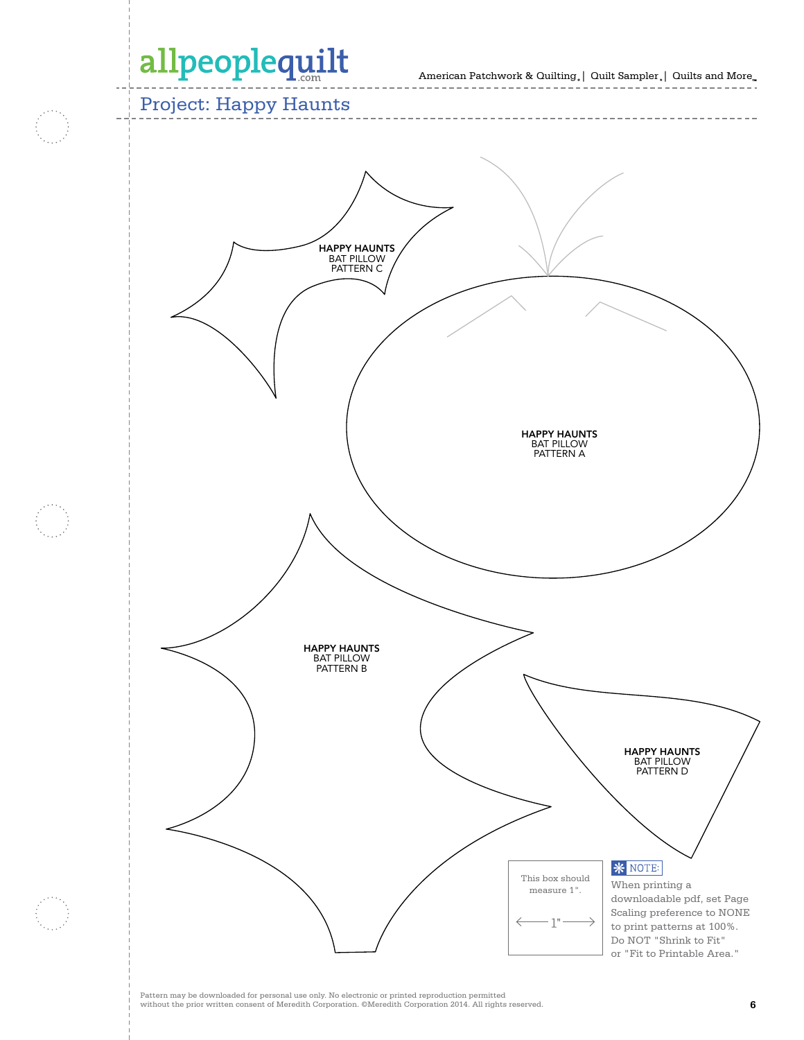# Project: Happy Haunts

**HAPPY HAUNTS**
BAT PILLOW
PATTERN C

**HAPPY HAUNTS**
BAT PILLOW
PATTERN A

**HAPPY HAUNTS**
BAT PILLOW
PATTERN B

**HAPPY HAUNTS**
BAT PILLOW
PATTERN D

This box should measure 1".

1"

NOTE:
When printing a downloadable pdf, set Page Scaling preference to NONE to print patterns at 100%. Do NOT "Shrink to Fit" or "Fit to Printable Area."

Pattern may be downloaded for personal use only. No electronic or printed reproduction permitted without the prior written consent of Meredith Corporation. ©Meredith Corporation 2014. All rights reserved.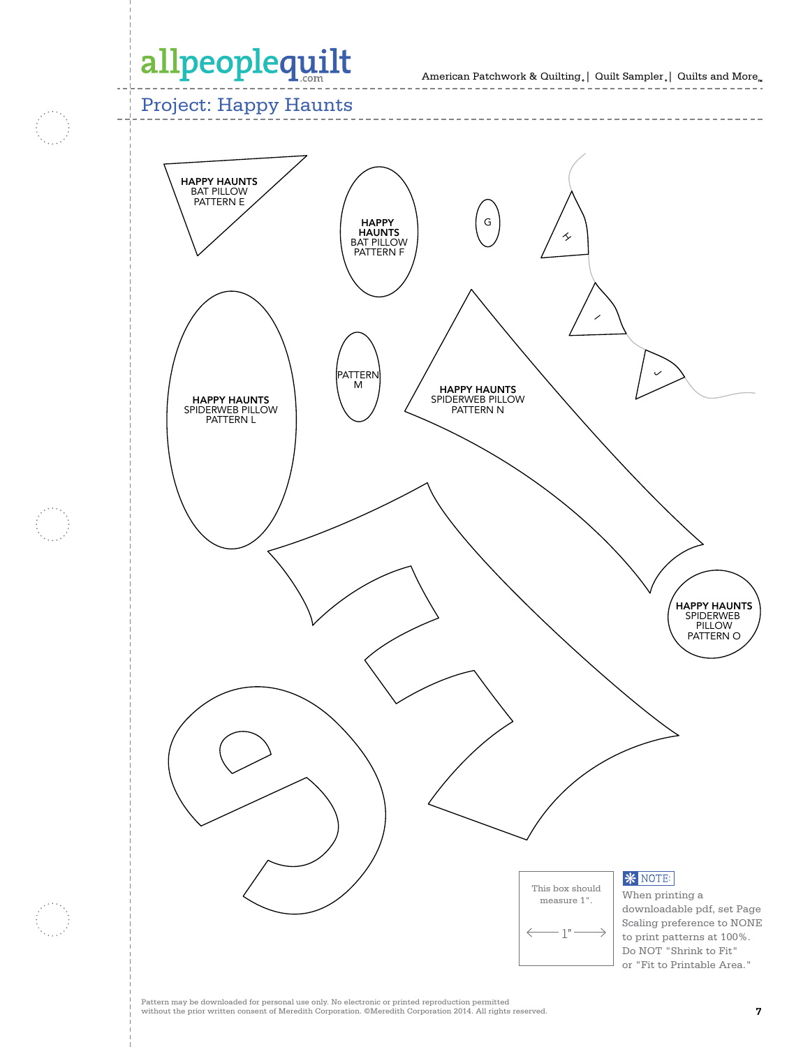## Project: Happy Haunts

HAPPY HAUNTS
BAT PILLOW
PATTERN E

HAPPY HAUNTS
BAT PILLOW
PATTERN F

G

H

I

J

HAPPY HAUNTS
SPIDERWEB PILLOW
PATTERN L

PATTERN
M

HAPPY HAUNTS
SPIDERWEB PILLOW
PATTERN N

HAPPY HAUNTS
SPIDERWEB
PILLOW
PATTERN O

This box should measure 1".

1"

**NOTE:** When printing a downloadable pdf, set Page Scaling preference to NONE to print patterns at 100%. Do NOT "Shrink to Fit" or "Fit to Printable Area."

Pattern may be downloaded for personal use only. No electronic or printed reproduction permitted without the prior written consent of Meredith Corporation. ©Meredith Corporation 2014. All rights reserved.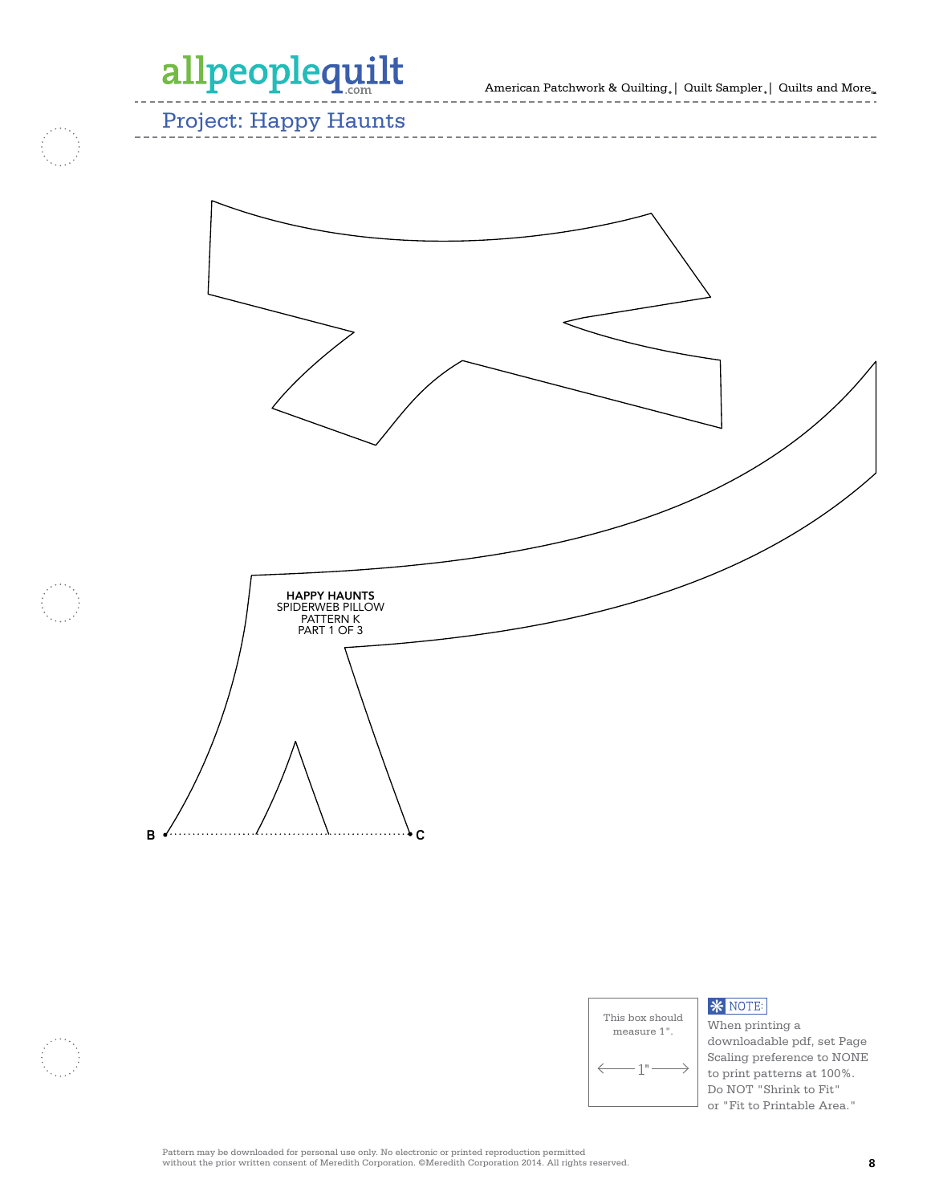## Project: Happy Haunts

**HAPPY HAUNTS**
SPIDERWEB PILLOW
PATTERN K
PART 1 OF 3

B

C

This box should measure 1".

1"

NOTE:

When printing a downloadable pdf, set Page Scaling preference to NONE to print patterns at 100%. Do NOT "Shrink to Fit" or "Fit to Printable Area."

Pattern may be downloaded for personal use only. No electronic or printed reproduction permitted without the prior written consent of Meredith Corporation. ©Meredith Corporation 2014. All rights reserved.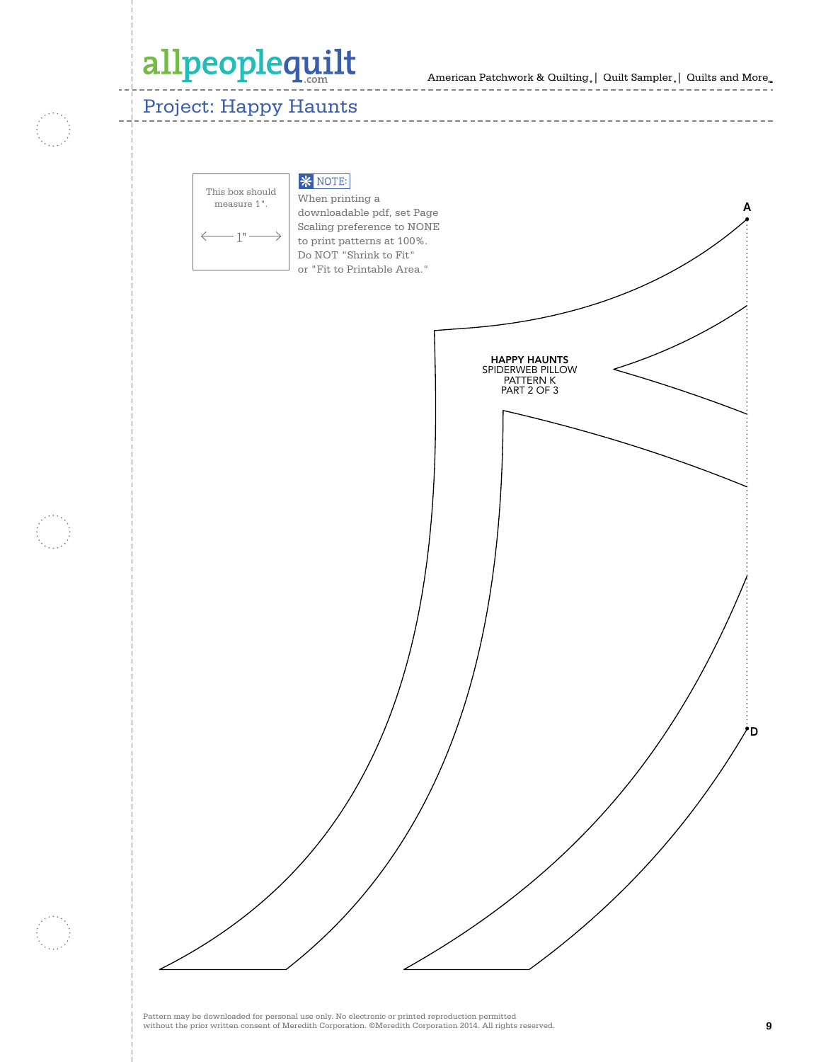# Project: Happy Haunts

This box should measure 1".

← 1" →

**NOTE:**

When printing a downloadable pdf, set Page Scaling preference to NONE to print patterns at 100%. Do NOT "Shrink to Fit" or "Fit to Printable Area."

A

HAPPY HAUNTS
SPIDERWEB PILLOW
PATTERN K
PART 2 OF 3

D

Pattern may be downloaded for personal use only. No electronic or printed reproduction permitted without the prior written consent of Meredith Corporation. ©Meredith Corporation 2014. All rights reserved.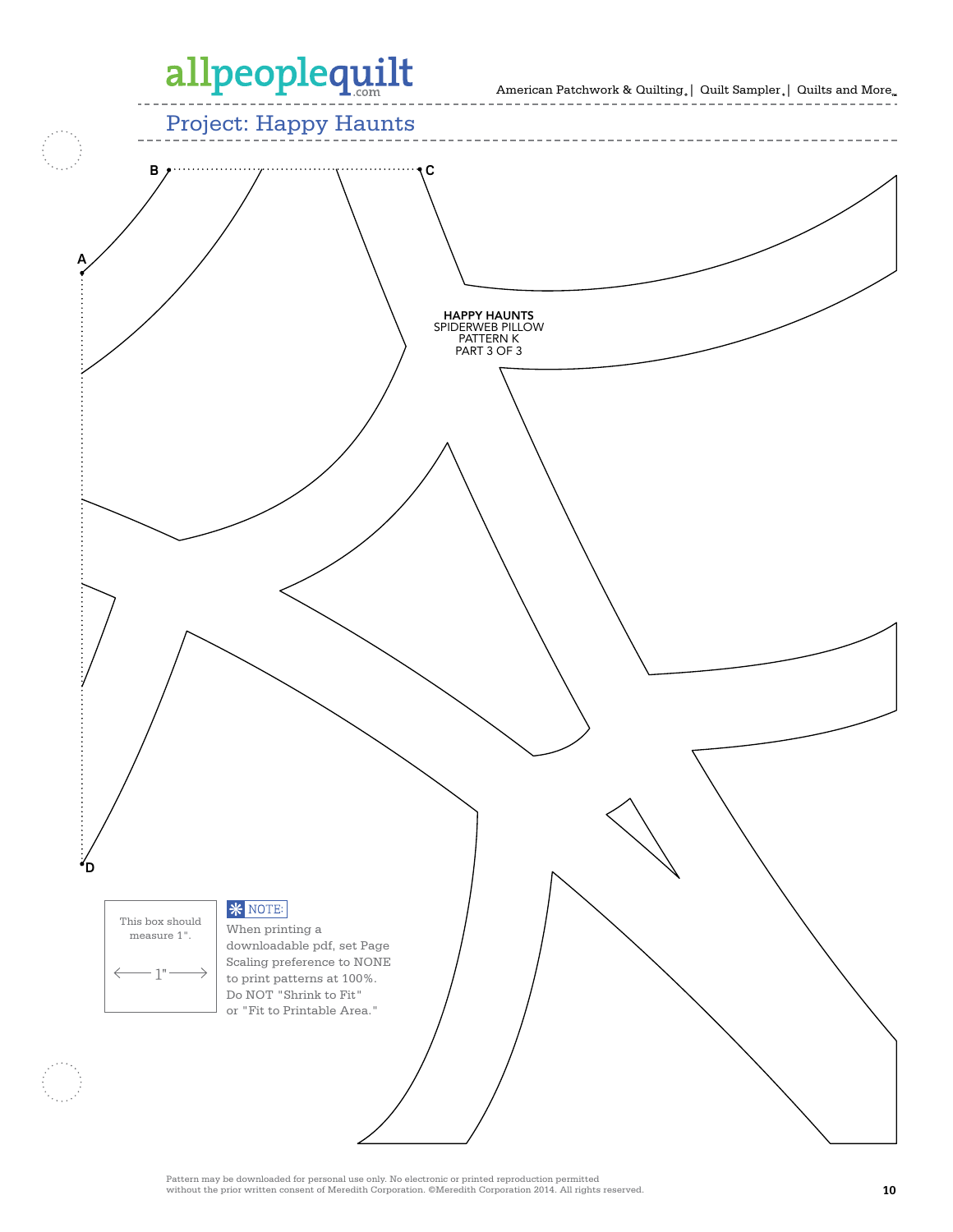## Project: Happy Haunts

B

C

A

D

HAPPY HAUNTS
SPIDERWEB PILLOW
PATTERN K
PART 3 OF 3

This box should measure 1".

← 1" →

**NOTE:** When printing a downloadable pdf, set Page Scaling preference to NONE to print patterns at 100%. Do NOT "Shrink to Fit" or "Fit to Printable Area."

Pattern may be downloaded for personal use only. No electronic or printed reproduction permitted without the prior written consent of Meredith Corporation. ©Meredith Corporation 2014. All rights reserved.